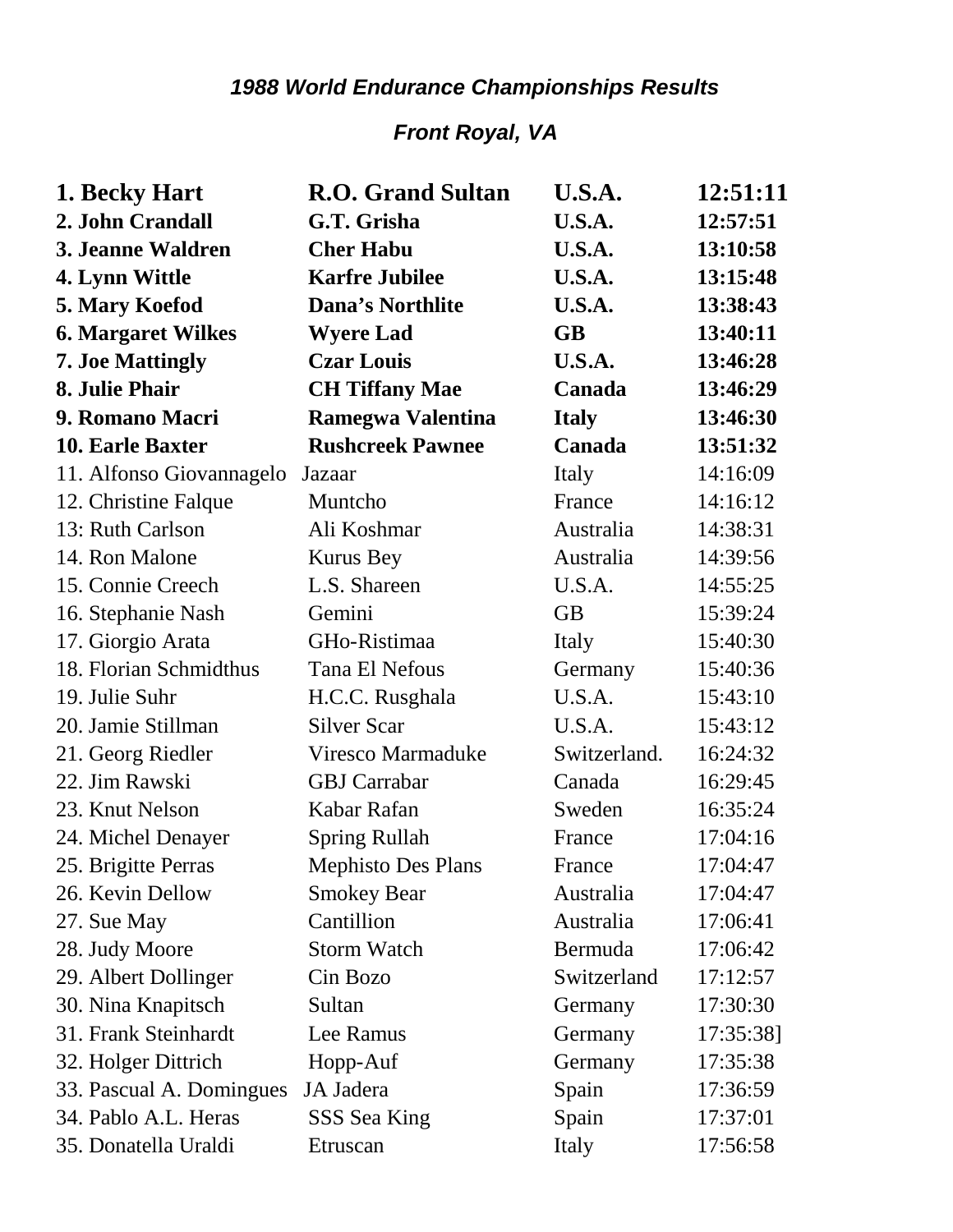### *1988 World Endurance Championships Results*

### *Front Royal, VA*

| | | | |
|---|---|---|---|
| **1. Becky Hart** | **R.O. Grand Sultan** | **U.S.A.** | **12:51:11** |
| **2. John Crandall** | **G.T. Grisha** | **U.S.A.** | **12:57:51** |
| **3. Jeanne Waldren** | **Cher Habu** | **U.S.A.** | **13:10:58** |
| **4. Lynn Wittle** | **Karfre Jubilee** | **U.S.A.** | **13:15:48** |
| **5. Mary Koefod** | **Dana's Northlite** | **U.S.A.** | **13:38:43** |
| **6. Margaret Wilkes** | **Wyere Lad** | **GB** | **13:40:11** |
| **7. Joe Mattingly** | **Czar Louis** | **U.S.A.** | **13:46:28** |
| **8. Julie Phair** | **CH Tiffany Mae** | **Canada** | **13:46:29** |
| **9. Romano Macri** | **Ramegwa Valentina** | **Italy** | **13:46:30** |
| **10. Earle Baxter** | **Rushcreek Pawnee** | **Canada** | **13:51:32** |
| 11. Alfonso Giovannagelo | Jazaar | Italy | 14:16:09 |
| 12. Christine Falque | Muntcho | France | 14:16:12 |
| 13: Ruth Carlson | Ali Koshmar | Australia | 14:38:31 |
| 14. Ron Malone | Kurus Bey | Australia | 14:39:56 |
| 15. Connie Creech | L.S. Shareen | U.S.A. | 14:55:25 |
| 16. Stephanie Nash | Gemini | GB | 15:39:24 |
| 17. Giorgio Arata | GHo-Ristimaa | Italy | 15:40:30 |
| 18. Florian Schmidthus | Tana El Nefous | Germany | 15:40:36 |
| 19. Julie Suhr | H.C.C. Rusghala | U.S.A. | 15:43:10 |
| 20. Jamie Stillman | Silver Scar | U.S.A. | 15:43:12 |
| 21. Georg Riedler | Viresco Marmaduke | Switzerland. | 16:24:32 |
| 22. Jim Rawski | GBJ Carrabar | Canada | 16:29:45 |
| 23. Knut Nelson | Kabar Rafan | Sweden | 16:35:24 |
| 24. Michel Denayer | Spring Rullah | France | 17:04:16 |
| 25. Brigitte Perras | Mephisto Des Plans | France | 17:04:47 |
| 26. Kevin Dellow | Smokey Bear | Australia | 17:04:47 |
| 27. Sue May | Cantillion | Australia | 17:06:41 |
| 28. Judy Moore | Storm Watch | Bermuda | 17:06:42 |
| 29. Albert Dollinger | Cin Bozo | Switzerland | 17:12:57 |
| 30. Nina Knapitsch | Sultan | Germany | 17:30:30 |
| 31. Frank Steinhardt | Lee Ramus | Germany | 17:35:38] |
| 32. Holger Dittrich | Hopp-Auf | Germany | 17:35:38 |
| 33. Pascual A. Domingues | JA Jadera | Spain | 17:36:59 |
| 34. Pablo A.L. Heras | SSS Sea King | Spain | 17:37:01 |
| 35. Donatella Uraldi | Etruscan | Italy | 17:56:58 |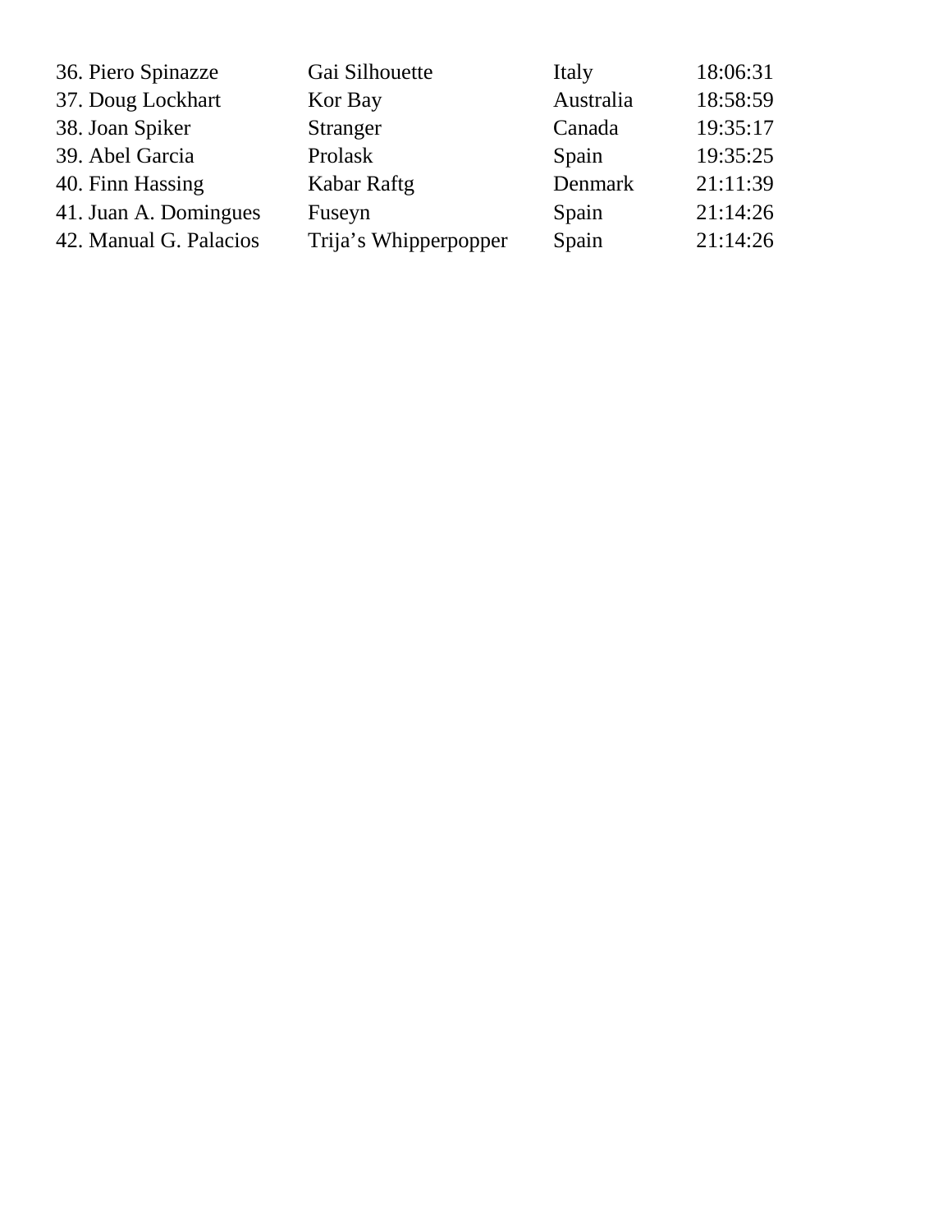| | | | |
|---|---|---|---|
| 36. Piero Spinazze | Gai Silhouette | Italy | 18:06:31 |
| 37. Doug Lockhart | Kor Bay | Australia | 18:58:59 |
| 38. Joan Spiker | Stranger | Canada | 19:35:17 |
| 39. Abel Garcia | Prolask | Spain | 19:35:25 |
| 40. Finn Hassing | Kabar Raftg | Denmark | 21:11:39 |
| 41. Juan A. Domingues | Fuseyn | Spain | 21:14:26 |
| 42. Manual G. Palacios | Trija's Whipperpopper | Spain | 21:14:26 |